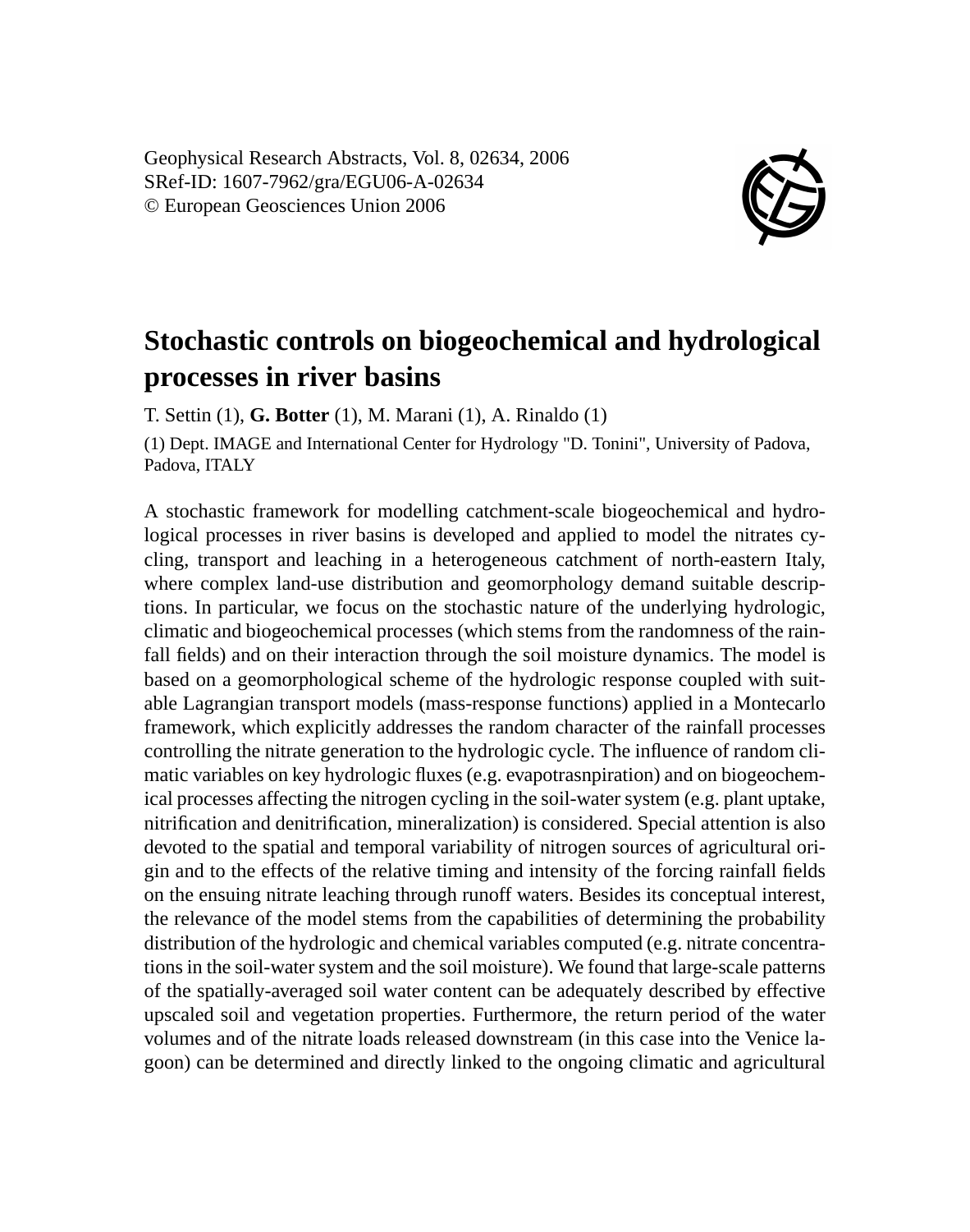Geophysical Research Abstracts, Vol. 8, 02634, 2006
SRef-ID: 1607-7962/gra/EGU06-A-02634
© European Geosciences Union 2006

# Stochastic controls on biogeochemical and hydrological processes in river basins

T. Settin (1), **G. Botter** (1), M. Marani (1), A. Rinaldo (1)

(1) Dept. IMAGE and International Center for Hydrology "D. Tonini", University of Padova, Padova, ITALY

A stochastic framework for modelling catchment-scale biogeochemical and hydrological processes in river basins is developed and applied to model the nitrates cycling, transport and leaching in a heterogeneous catchment of north-eastern Italy, where complex land-use distribution and geomorphology demand suitable descriptions. In particular, we focus on the stochastic nature of the underlying hydrologic, climatic and biogeochemical processes (which stems from the randomness of the rainfall fields) and on their interaction through the soil moisture dynamics. The model is based on a geomorphological scheme of the hydrologic response coupled with suitable Lagrangian transport models (mass-response functions) applied in a Montecarlo framework, which explicitly addresses the random character of the rainfall processes controlling the nitrate generation to the hydrologic cycle. The influence of random climatic variables on key hydrologic fluxes (e.g. evapotrasnpiration) and on biogeochemical processes affecting the nitrogen cycling in the soil-water system (e.g. plant uptake, nitrification and denitrification, mineralization) is considered. Special attention is also devoted to the spatial and temporal variability of nitrogen sources of agricultural origin and to the effects of the relative timing and intensity of the forcing rainfall fields on the ensuing nitrate leaching through runoff waters. Besides its conceptual interest, the relevance of the model stems from the capabilities of determining the probability distribution of the hydrologic and chemical variables computed (e.g. nitrate concentrations in the soil-water system and the soil moisture). We found that large-scale patterns of the spatially-averaged soil water content can be adequately described by effective upscaled soil and vegetation properties. Furthermore, the return period of the water volumes and of the nitrate loads released downstream (in this case into the Venice lagoon) can be determined and directly linked to the ongoing climatic and agricultural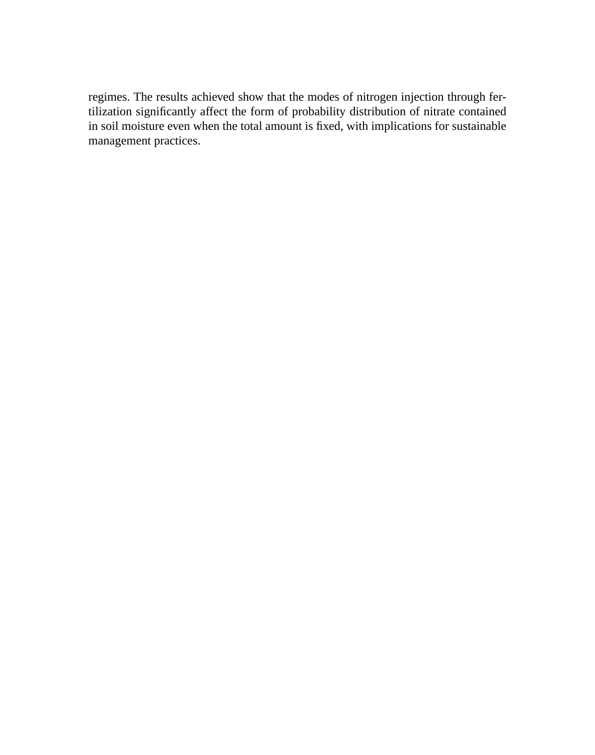regimes. The results achieved show that the modes of nitrogen injection through fertilization significantly affect the form of probability distribution of nitrate contained in soil moisture even when the total amount is fixed, with implications for sustainable management practices.